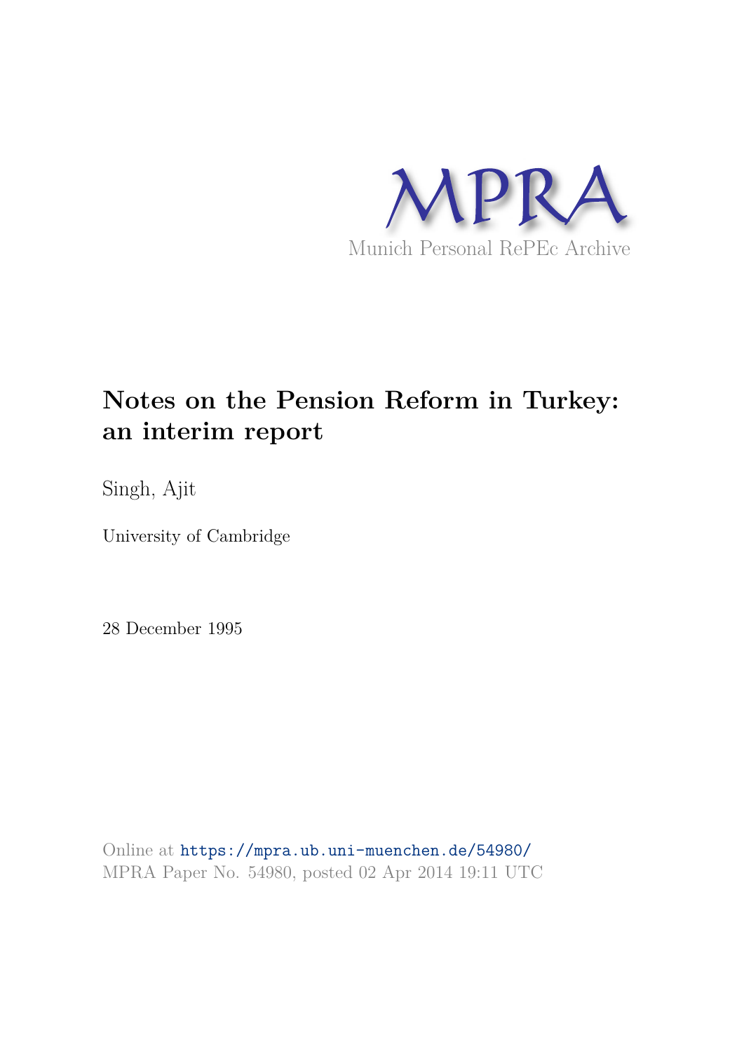MPRA

Munich Personal RePEc Archive

# Notes on the Pension Reform in Turkey: an interim report

Singh, Ajit

University of Cambridge

28 December 1995

Online at https://mpra.ub.uni-muenchen.de/54980/
MPRA Paper No. 54980, posted 02 Apr 2014 19:11 UTC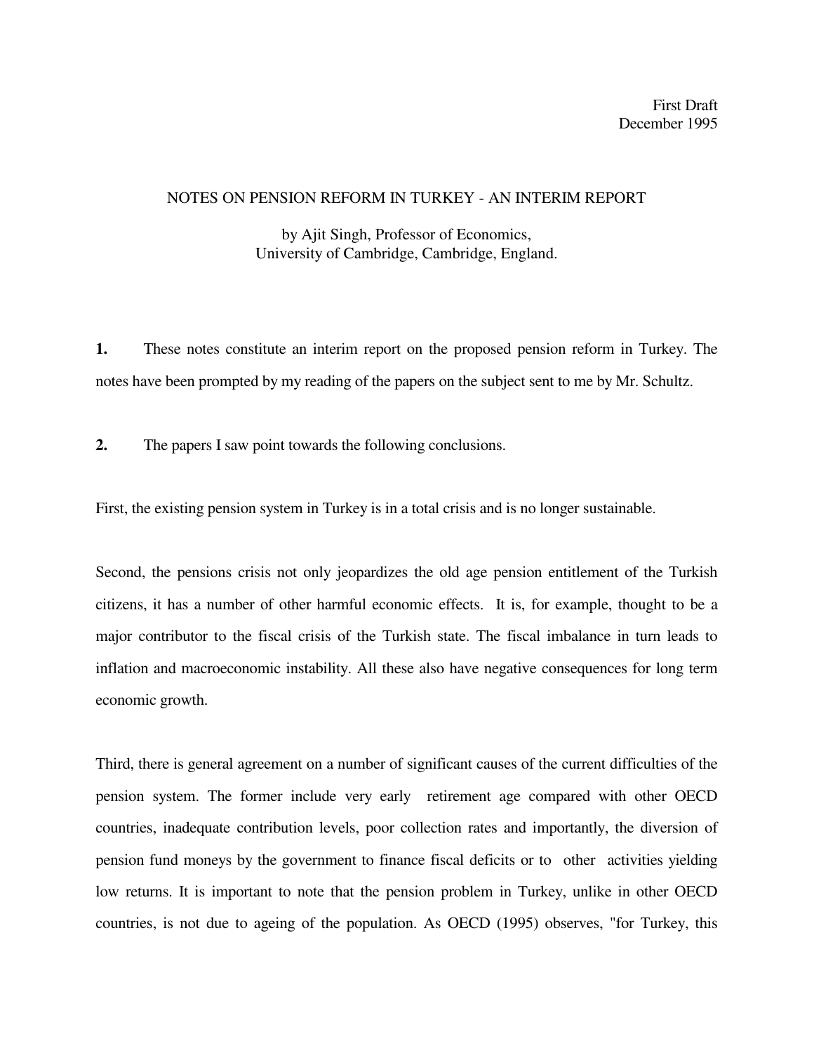First Draft
December 1995

# NOTES ON PENSION REFORM IN TURKEY - AN INTERIM REPORT

by Ajit Singh, Professor of Economics,
University of Cambridge, Cambridge, England.

**1.** These notes constitute an interim report on the proposed pension reform in Turkey. The notes have been prompted by my reading of the papers on the subject sent to me by Mr. Schultz.

**2.** The papers I saw point towards the following conclusions.

First, the existing pension system in Turkey is in a total crisis and is no longer sustainable.

Second, the pensions crisis not only jeopardizes the old age pension entitlement of the Turkish citizens, it has a number of other harmful economic effects. It is, for example, thought to be a major contributor to the fiscal crisis of the Turkish state. The fiscal imbalance in turn leads to inflation and macroeconomic instability. All these also have negative consequences for long term economic growth.

Third, there is general agreement on a number of significant causes of the current difficulties of the pension system. The former include very early retirement age compared with other OECD countries, inadequate contribution levels, poor collection rates and importantly, the diversion of pension fund moneys by the government to finance fiscal deficits or to other activities yielding low returns. It is important to note that the pension problem in Turkey, unlike in other OECD countries, is not due to ageing of the population. As OECD (1995) observes, "for Turkey, this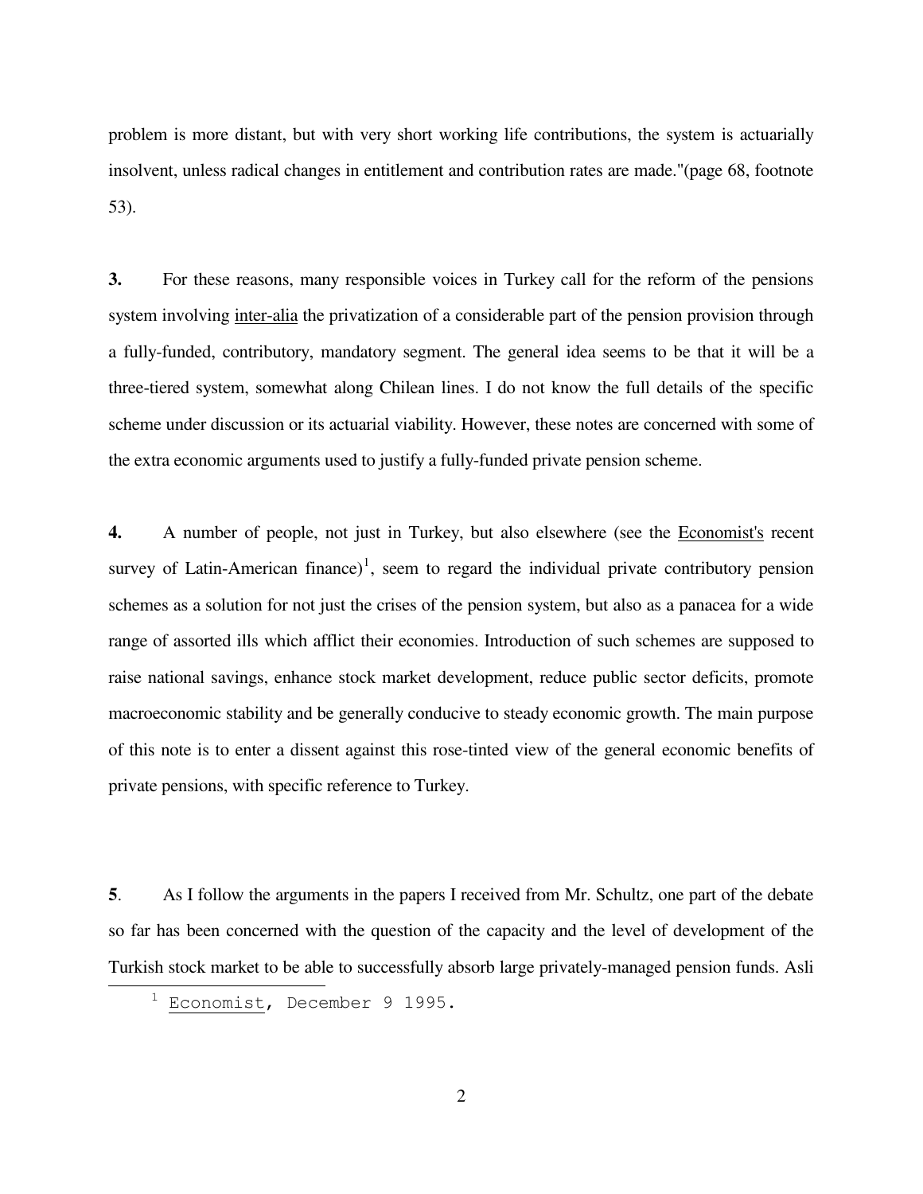problem is more distant, but with very short working life contributions, the system is actuarially insolvent, unless radical changes in entitlement and contribution rates are made."(page 68, footnote 53).

**3.** For these reasons, many responsible voices in Turkey call for the reform of the pensions system involving inter-alia the privatization of a considerable part of the pension provision through a fully-funded, contributory, mandatory segment. The general idea seems to be that it will be a three-tiered system, somewhat along Chilean lines. I do not know the full details of the specific scheme under discussion or its actuarial viability. However, these notes are concerned with some of the extra economic arguments used to justify a fully-funded private pension scheme.

**4.** A number of people, not just in Turkey, but also elsewhere (see the Economist's recent survey of Latin-American finance)[1], seem to regard the individual private contributory pension schemes as a solution for not just the crises of the pension system, but also as a panacea for a wide range of assorted ills which afflict their economies. Introduction of such schemes are supposed to raise national savings, enhance stock market development, reduce public sector deficits, promote macroeconomic stability and be generally conducive to steady economic growth. The main purpose of this note is to enter a dissent against this rose-tinted view of the general economic benefits of private pensions, with specific reference to Turkey.

**5**. As I follow the arguments in the papers I received from Mr. Schultz, one part of the debate so far has been concerned with the question of the capacity and the level of development of the Turkish stock market to be able to successfully absorb large privately-managed pension funds. Asli

[1] Economist, December 9 1995.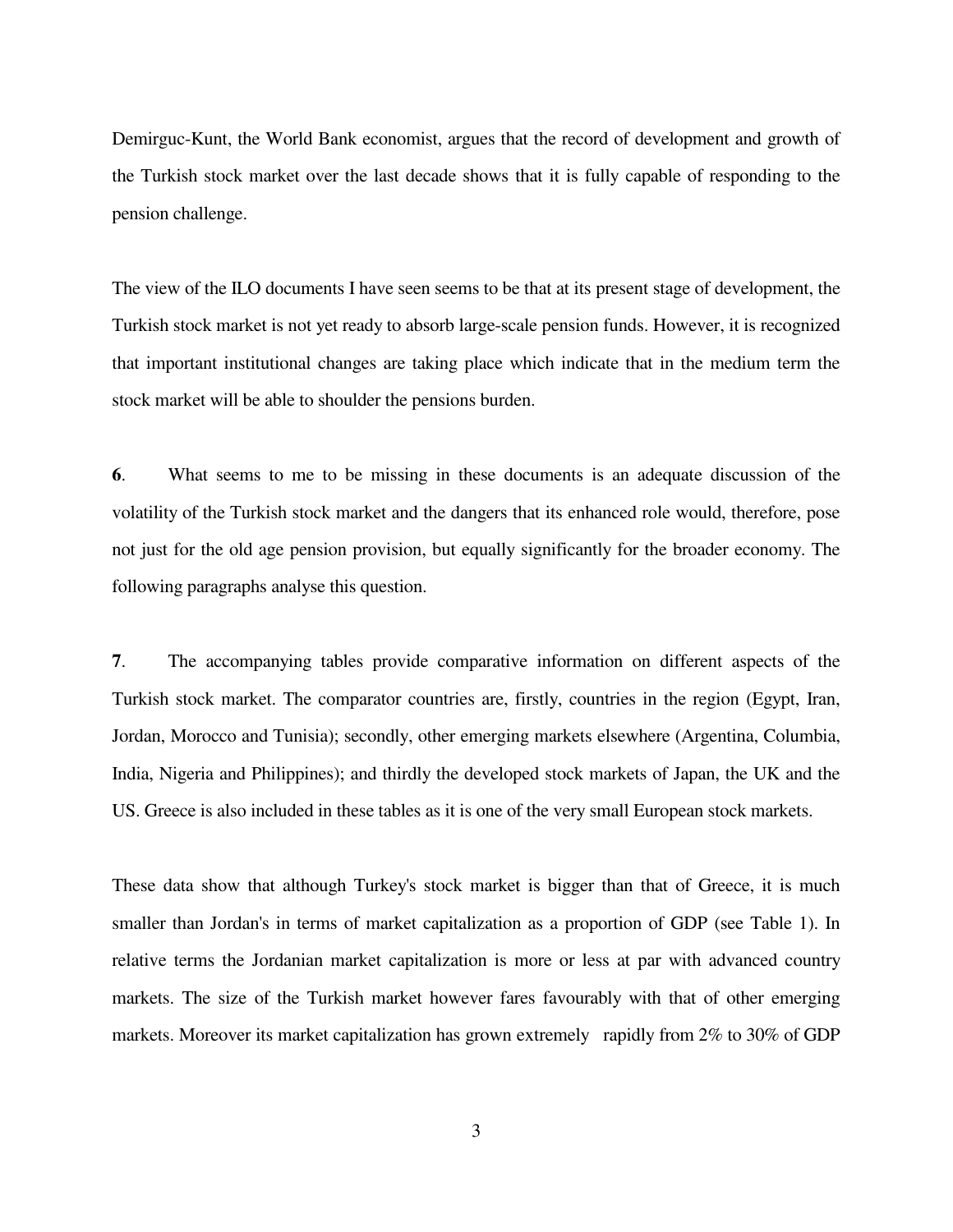Demirguc-Kunt, the World Bank economist, argues that the record of development and growth of the Turkish stock market over the last decade shows that it is fully capable of responding to the pension challenge.

The view of the ILO documents I have seen seems to be that at its present stage of development, the Turkish stock market is not yet ready to absorb large-scale pension funds. However, it is recognized that important institutional changes are taking place which indicate that in the medium term the stock market will be able to shoulder the pensions burden.

**6**. What seems to me to be missing in these documents is an adequate discussion of the volatility of the Turkish stock market and the dangers that its enhanced role would, therefore, pose not just for the old age pension provision, but equally significantly for the broader economy. The following paragraphs analyse this question.

**7**. The accompanying tables provide comparative information on different aspects of the Turkish stock market. The comparator countries are, firstly, countries in the region (Egypt, Iran, Jordan, Morocco and Tunisia); secondly, other emerging markets elsewhere (Argentina, Columbia, India, Nigeria and Philippines); and thirdly the developed stock markets of Japan, the UK and the US. Greece is also included in these tables as it is one of the very small European stock markets.

These data show that although Turkey's stock market is bigger than that of Greece, it is much smaller than Jordan's in terms of market capitalization as a proportion of GDP (see Table 1). In relative terms the Jordanian market capitalization is more or less at par with advanced country markets. The size of the Turkish market however fares favourably with that of other emerging markets. Moreover its market capitalization has grown extremely rapidly from 2% to 30% of GDP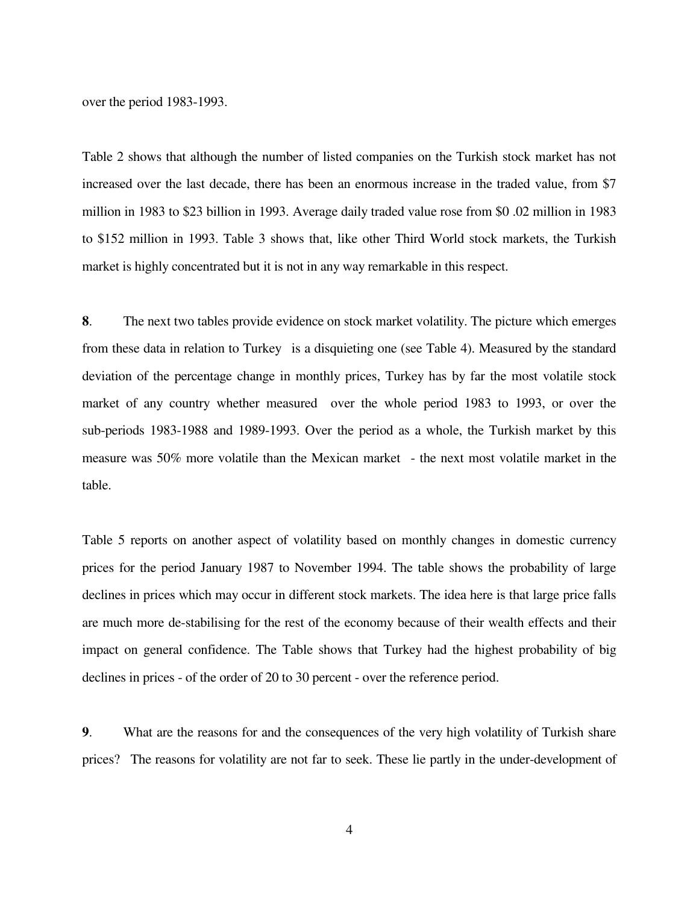over the period 1983-1993.

Table 2 shows that although the number of listed companies on the Turkish stock market has not increased over the last decade, there has been an enormous increase in the traded value, from $7 million in 1983 to $23 billion in 1993. Average daily traded value rose from $0 .02 million in 1983 to $152 million in 1993. Table 3 shows that, like other Third World stock markets, the Turkish market is highly concentrated but it is not in any way remarkable in this respect.

**8**. The next two tables provide evidence on stock market volatility. The picture which emerges from these data in relation to Turkey is a disquieting one (see Table 4). Measured by the standard deviation of the percentage change in monthly prices, Turkey has by far the most volatile stock market of any country whether measured over the whole period 1983 to 1993, or over the sub-periods 1983-1988 and 1989-1993. Over the period as a whole, the Turkish market by this measure was 50% more volatile than the Mexican market - the next most volatile market in the table.

Table 5 reports on another aspect of volatility based on monthly changes in domestic currency prices for the period January 1987 to November 1994. The table shows the probability of large declines in prices which may occur in different stock markets. The idea here is that large price falls are much more de-stabilising for the rest of the economy because of their wealth effects and their impact on general confidence. The Table shows that Turkey had the highest probability of big declines in prices - of the order of 20 to 30 percent - over the reference period.

**9**. What are the reasons for and the consequences of the very high volatility of Turkish share prices? The reasons for volatility are not far to seek. These lie partly in the under-development of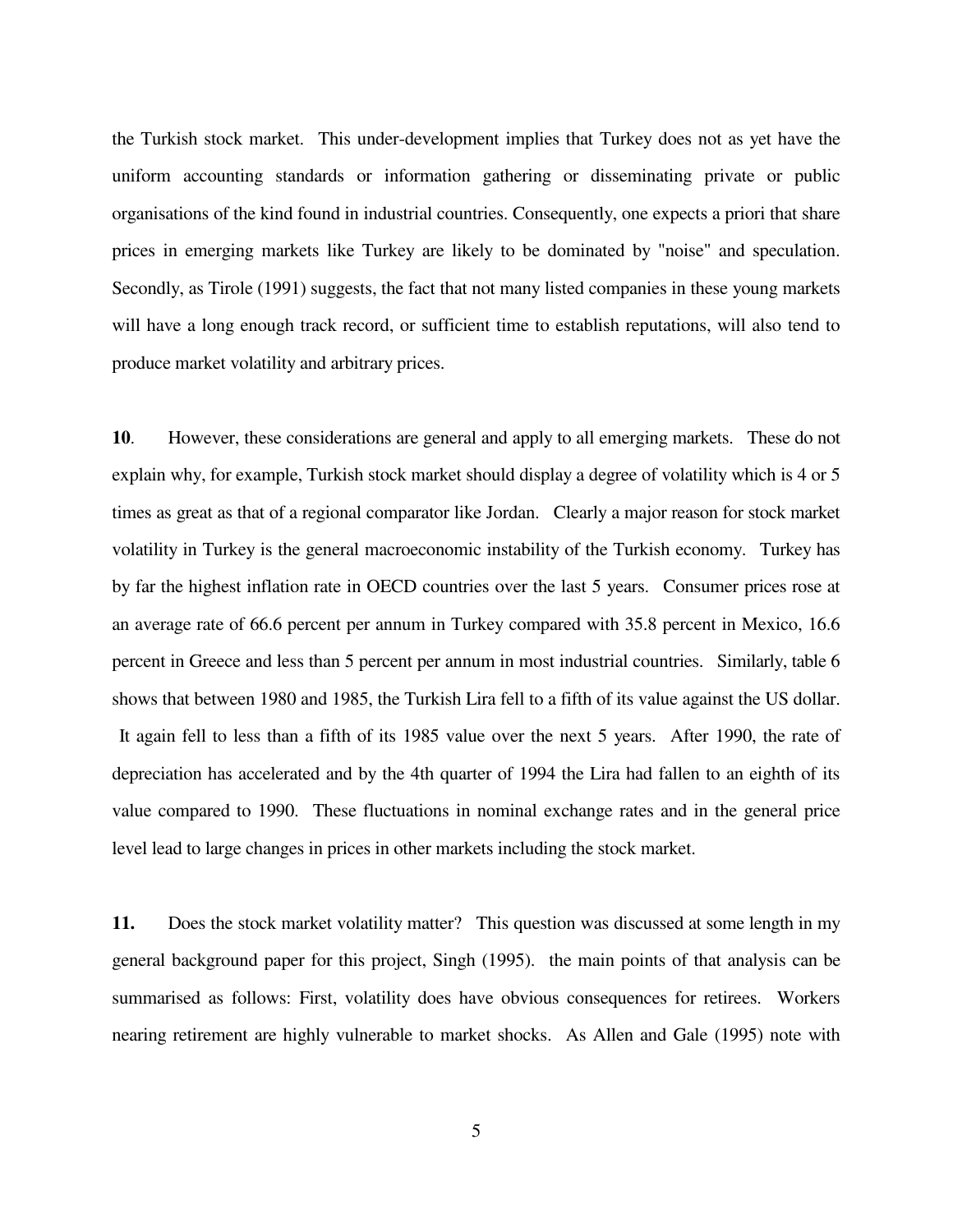the Turkish stock market. This under-development implies that Turkey does not as yet have the uniform accounting standards or information gathering or disseminating private or public organisations of the kind found in industrial countries. Consequently, one expects a priori that share prices in emerging markets like Turkey are likely to be dominated by "noise" and speculation. Secondly, as Tirole (1991) suggests, the fact that not many listed companies in these young markets will have a long enough track record, or sufficient time to establish reputations, will also tend to produce market volatility and arbitrary prices.

**10**. However, these considerations are general and apply to all emerging markets. These do not explain why, for example, Turkish stock market should display a degree of volatility which is 4 or 5 times as great as that of a regional comparator like Jordan. Clearly a major reason for stock market volatility in Turkey is the general macroeconomic instability of the Turkish economy. Turkey has by far the highest inflation rate in OECD countries over the last 5 years. Consumer prices rose at an average rate of 66.6 percent per annum in Turkey compared with 35.8 percent in Mexico, 16.6 percent in Greece and less than 5 percent per annum in most industrial countries. Similarly, table 6 shows that between 1980 and 1985, the Turkish Lira fell to a fifth of its value against the US dollar. It again fell to less than a fifth of its 1985 value over the next 5 years. After 1990, the rate of depreciation has accelerated and by the 4th quarter of 1994 the Lira had fallen to an eighth of its value compared to 1990. These fluctuations in nominal exchange rates and in the general price level lead to large changes in prices in other markets including the stock market.

**11.** Does the stock market volatility matter? This question was discussed at some length in my general background paper for this project, Singh (1995). the main points of that analysis can be summarised as follows: First, volatility does have obvious consequences for retirees. Workers nearing retirement are highly vulnerable to market shocks. As Allen and Gale (1995) note with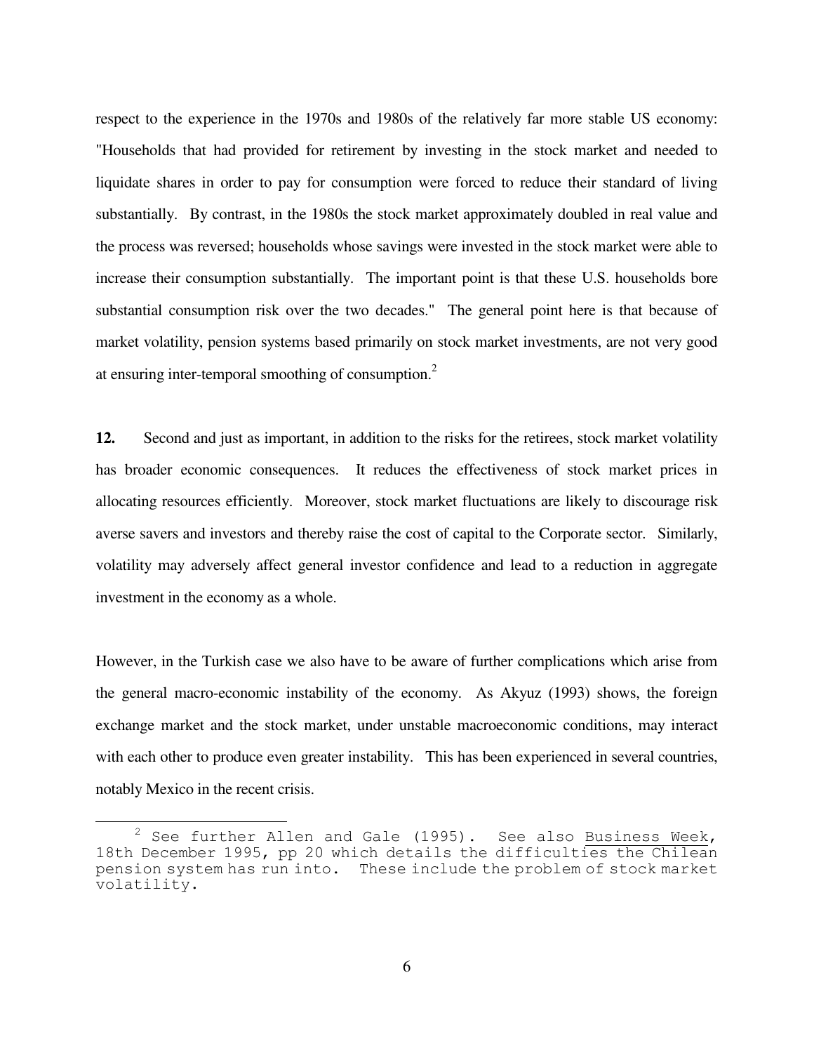respect to the experience in the 1970s and 1980s of the relatively far more stable US economy: "Households that had provided for retirement by investing in the stock market and needed to liquidate shares in order to pay for consumption were forced to reduce their standard of living substantially. By contrast, in the 1980s the stock market approximately doubled in real value and the process was reversed; households whose savings were invested in the stock market were able to increase their consumption substantially. The important point is that these U.S. households bore substantial consumption risk over the two decades." The general point here is that because of market volatility, pension systems based primarily on stock market investments, are not very good at ensuring inter-temporal smoothing of consumption.[2]

**12.** Second and just as important, in addition to the risks for the retirees, stock market volatility has broader economic consequences. It reduces the effectiveness of stock market prices in allocating resources efficiently. Moreover, stock market fluctuations are likely to discourage risk averse savers and investors and thereby raise the cost of capital to the Corporate sector. Similarly, volatility may adversely affect general investor confidence and lead to a reduction in aggregate investment in the economy as a whole.

However, in the Turkish case we also have to be aware of further complications which arise from the general macro-economic instability of the economy. As Akyuz (1993) shows, the foreign exchange market and the stock market, under unstable macroeconomic conditions, may interact with each other to produce even greater instability. This has been experienced in several countries, notably Mexico in the recent crisis.

---

[2] See further Allen and Gale (1995). See also Business Week, 18th December 1995, pp 20 which details the difficulties the Chilean pension system has run into. These include the problem of stock market volatility.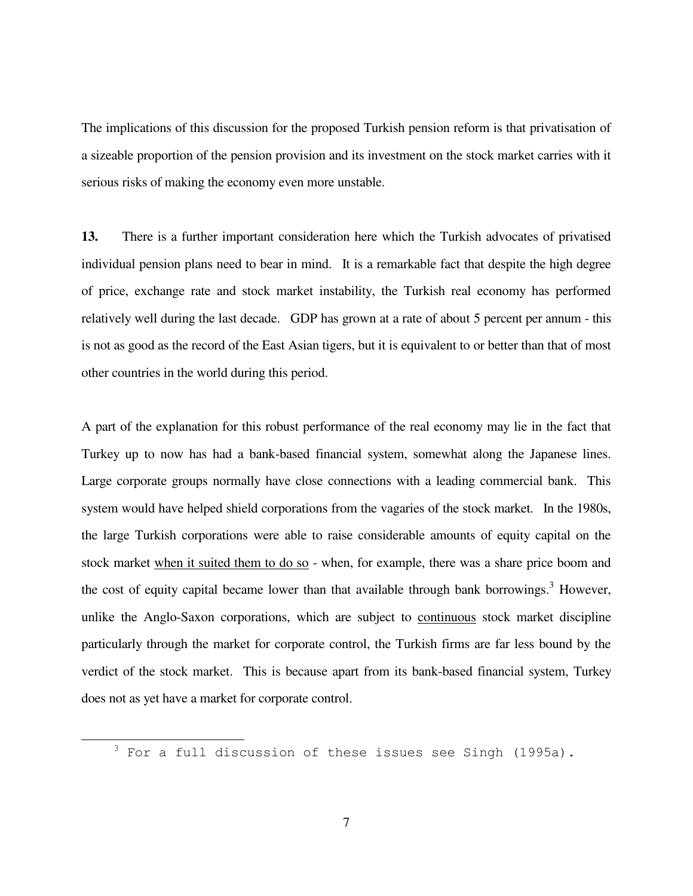The implications of this discussion for the proposed Turkish pension reform is that privatisation of a sizeable proportion of the pension provision and its investment on the stock market carries with it serious risks of making the economy even more unstable.

**13.** There is a further important consideration here which the Turkish advocates of privatised individual pension plans need to bear in mind. It is a remarkable fact that despite the high degree of price, exchange rate and stock market instability, the Turkish real economy has performed relatively well during the last decade. GDP has grown at a rate of about 5 percent per annum - this is not as good as the record of the East Asian tigers, but it is equivalent to or better than that of most other countries in the world during this period.

A part of the explanation for this robust performance of the real economy may lie in the fact that Turkey up to now has had a bank-based financial system, somewhat along the Japanese lines. Large corporate groups normally have close connections with a leading commercial bank. This system would have helped shield corporations from the vagaries of the stock market. In the 1980s, the large Turkish corporations were able to raise considerable amounts of equity capital on the stock market <u>when it suited them to do so</u> - when, for example, there was a share price boom and the cost of equity capital became lower than that available through bank borrowings.[3] However, unlike the Anglo-Saxon corporations, which are subject to <u>continuous</u> stock market discipline particularly through the market for corporate control, the Turkish firms are far less bound by the verdict of the stock market. This is because apart from its bank-based financial system, Turkey does not as yet have a market for corporate control.

[3] For a full discussion of these issues see Singh (1995a).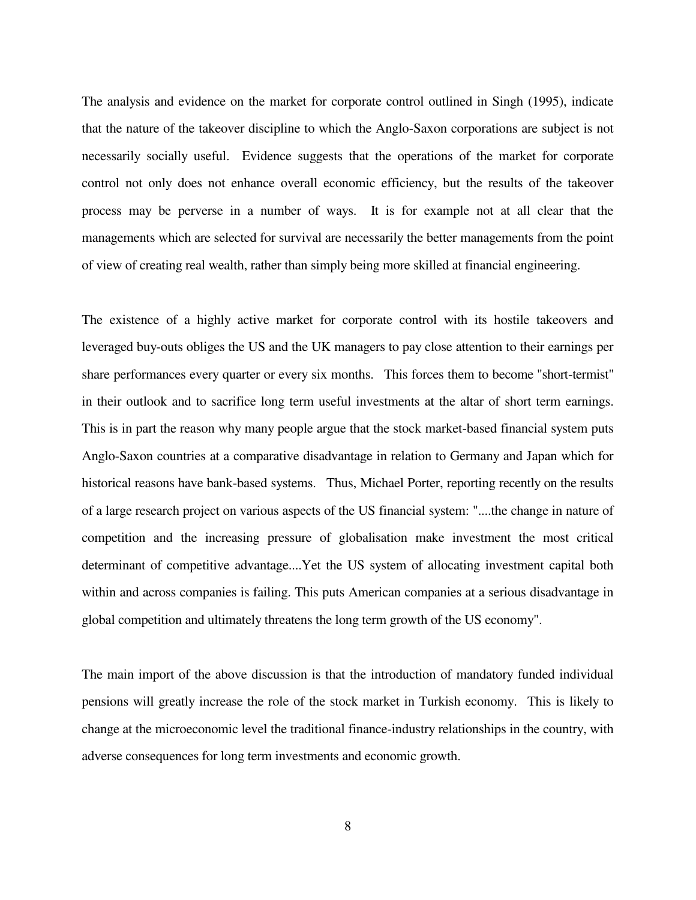The analysis and evidence on the market for corporate control outlined in Singh (1995), indicate that the nature of the takeover discipline to which the Anglo-Saxon corporations are subject is not necessarily socially useful. Evidence suggests that the operations of the market for corporate control not only does not enhance overall economic efficiency, but the results of the takeover process may be perverse in a number of ways. It is for example not at all clear that the managements which are selected for survival are necessarily the better managements from the point of view of creating real wealth, rather than simply being more skilled at financial engineering.

The existence of a highly active market for corporate control with its hostile takeovers and leveraged buy-outs obliges the US and the UK managers to pay close attention to their earnings per share performances every quarter or every six months. This forces them to become "short-termist" in their outlook and to sacrifice long term useful investments at the altar of short term earnings. This is in part the reason why many people argue that the stock market-based financial system puts Anglo-Saxon countries at a comparative disadvantage in relation to Germany and Japan which for historical reasons have bank-based systems. Thus, Michael Porter, reporting recently on the results of a large research project on various aspects of the US financial system: "....the change in nature of competition and the increasing pressure of globalisation make investment the most critical determinant of competitive advantage....Yet the US system of allocating investment capital both within and across companies is failing. This puts American companies at a serious disadvantage in global competition and ultimately threatens the long term growth of the US economy".

The main import of the above discussion is that the introduction of mandatory funded individual pensions will greatly increase the role of the stock market in Turkish economy. This is likely to change at the microeconomic level the traditional finance-industry relationships in the country, with adverse consequences for long term investments and economic growth.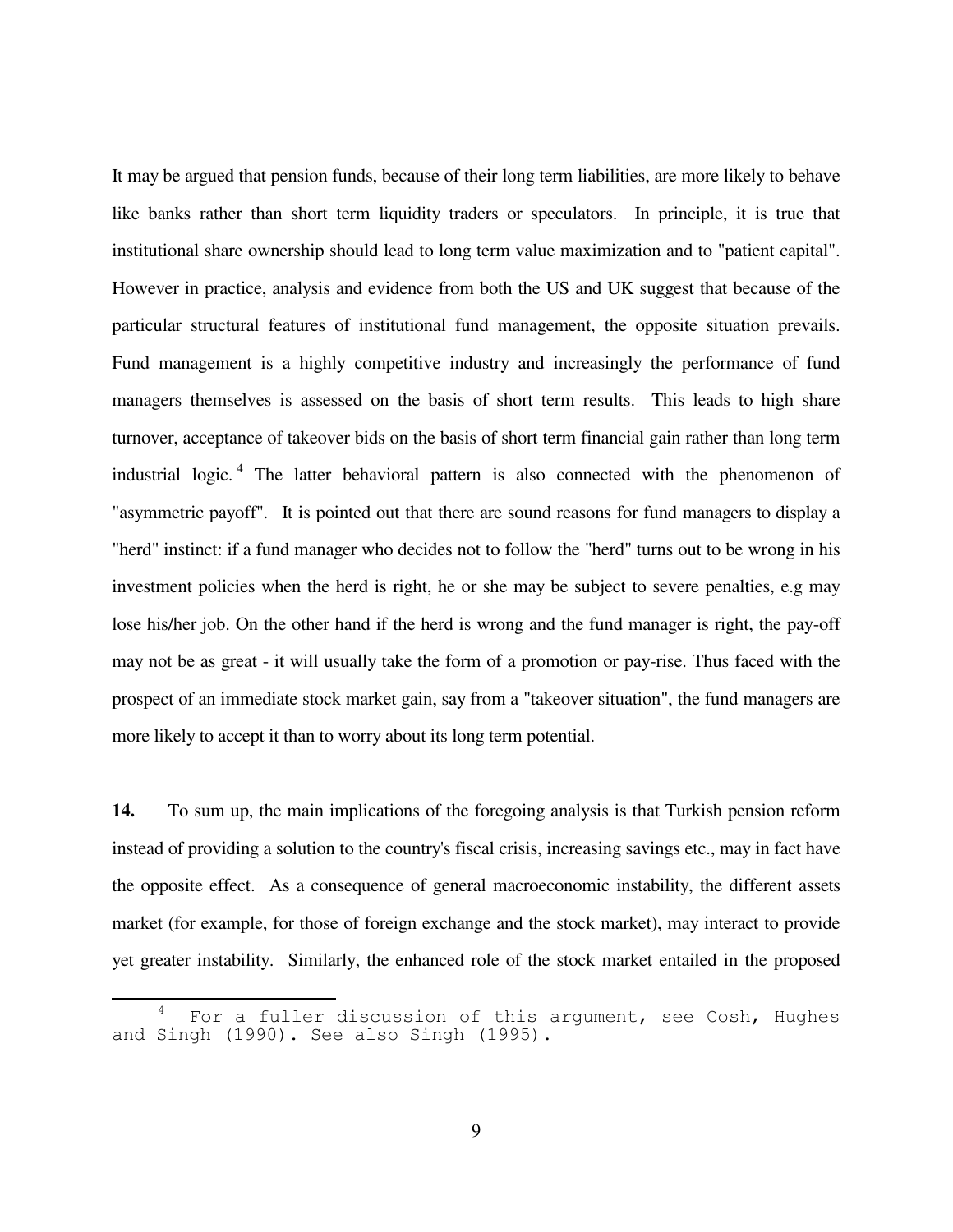It may be argued that pension funds, because of their long term liabilities, are more likely to behave like banks rather than short term liquidity traders or speculators. In principle, it is true that institutional share ownership should lead to long term value maximization and to "patient capital". However in practice, analysis and evidence from both the US and UK suggest that because of the particular structural features of institutional fund management, the opposite situation prevails. Fund management is a highly competitive industry and increasingly the performance of fund managers themselves is assessed on the basis of short term results. This leads to high share turnover, acceptance of takeover bids on the basis of short term financial gain rather than long term industrial logic.[4] The latter behavioral pattern is also connected with the phenomenon of "asymmetric payoff". It is pointed out that there are sound reasons for fund managers to display a "herd" instinct: if a fund manager who decides not to follow the "herd" turns out to be wrong in his investment policies when the herd is right, he or she may be subject to severe penalties, e.g may lose his/her job. On the other hand if the herd is wrong and the fund manager is right, the pay-off may not be as great - it will usually take the form of a promotion or pay-rise. Thus faced with the prospect of an immediate stock market gain, say from a "takeover situation", the fund managers are more likely to accept it than to worry about its long term potential.

**14.** To sum up, the main implications of the foregoing analysis is that Turkish pension reform instead of providing a solution to the country's fiscal crisis, increasing savings etc., may in fact have the opposite effect. As a consequence of general macroeconomic instability, the different assets market (for example, for those of foreign exchange and the stock market), may interact to provide yet greater instability. Similarly, the enhanced role of the stock market entailed in the proposed

[4] For a fuller discussion of this argument, see Cosh, Hughes and Singh (1990). See also Singh (1995).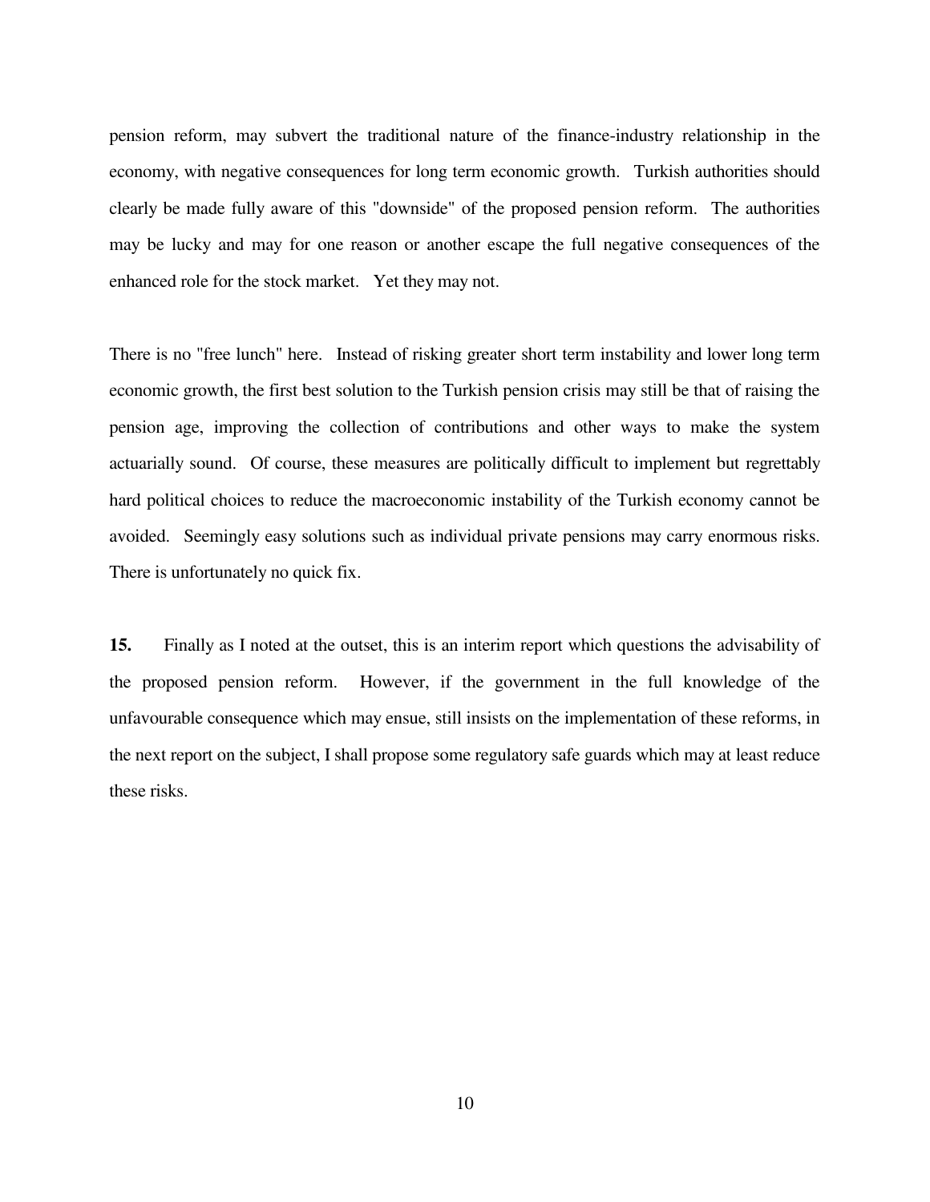pension reform, may subvert the traditional nature of the finance-industry relationship in the economy, with negative consequences for long term economic growth. Turkish authorities should clearly be made fully aware of this "downside" of the proposed pension reform. The authorities may be lucky and may for one reason or another escape the full negative consequences of the enhanced role for the stock market. Yet they may not.

There is no "free lunch" here. Instead of risking greater short term instability and lower long term economic growth, the first best solution to the Turkish pension crisis may still be that of raising the pension age, improving the collection of contributions and other ways to make the system actuarially sound. Of course, these measures are politically difficult to implement but regrettably hard political choices to reduce the macroeconomic instability of the Turkish economy cannot be avoided. Seemingly easy solutions such as individual private pensions may carry enormous risks. There is unfortunately no quick fix.

**15.** Finally as I noted at the outset, this is an interim report which questions the advisability of the proposed pension reform. However, if the government in the full knowledge of the unfavourable consequence which may ensue, still insists on the implementation of these reforms, in the next report on the subject, I shall propose some regulatory safe guards which may at least reduce these risks.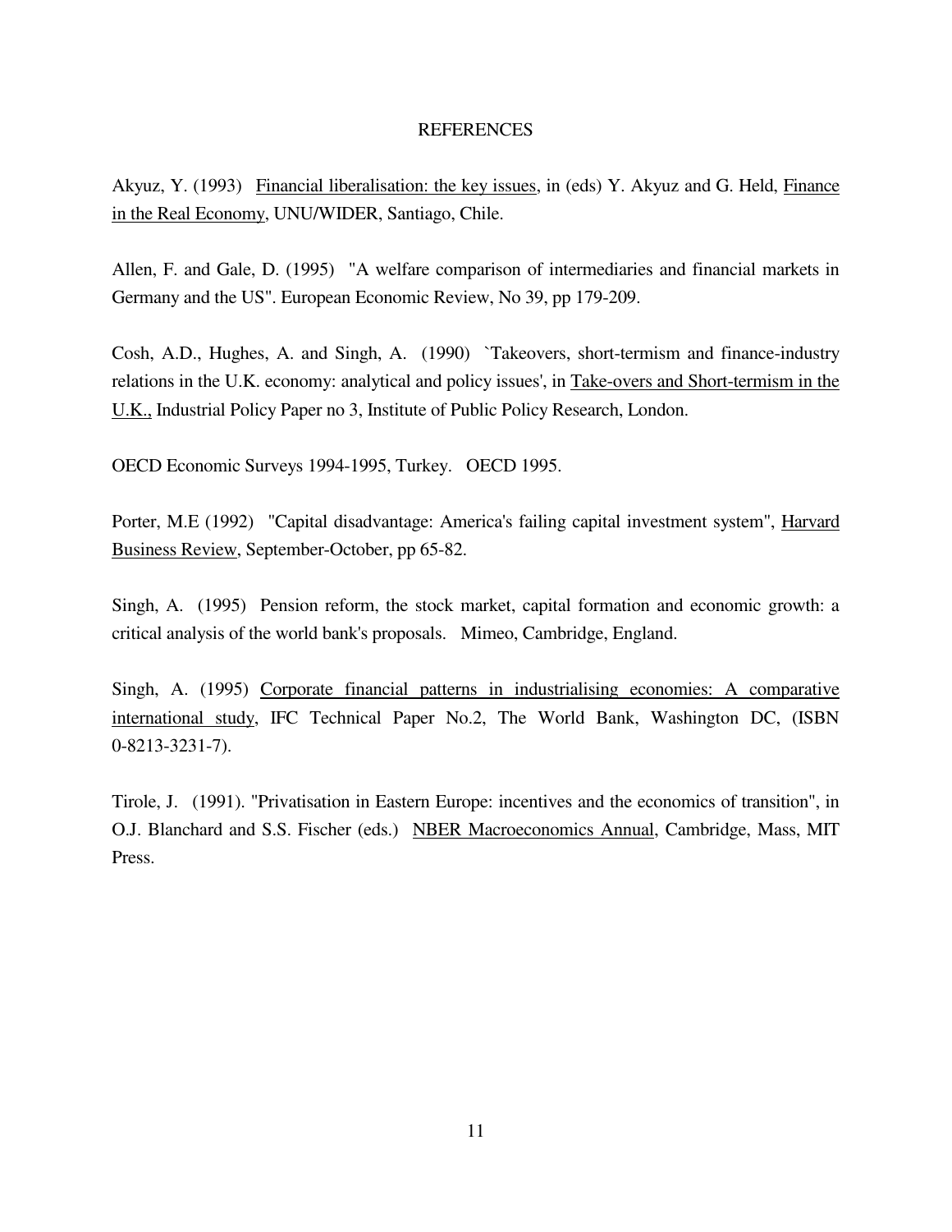# REFERENCES

Akyuz, Y. (1993) Financial liberalisation: the key issues, in (eds) Y. Akyuz and G. Held, Finance in the Real Economy, UNU/WIDER, Santiago, Chile.

Allen, F. and Gale, D. (1995) "A welfare comparison of intermediaries and financial markets in Germany and the US". European Economic Review, No 39, pp 179-209.

Cosh, A.D., Hughes, A. and Singh, A. (1990) `Takeovers, short-termism and finance-industry relations in the U.K. economy: analytical and policy issues', in Take-overs and Short-termism in the U.K., Industrial Policy Paper no 3, Institute of Public Policy Research, London.

OECD Economic Surveys 1994-1995, Turkey. OECD 1995.

Porter, M.E (1992) "Capital disadvantage: America's failing capital investment system", Harvard Business Review, September-October, pp 65-82.

Singh, A. (1995) Pension reform, the stock market, capital formation and economic growth: a critical analysis of the world bank's proposals. Mimeo, Cambridge, England.

Singh, A. (1995) Corporate financial patterns in industrialising economies: A comparative international study, IFC Technical Paper No.2, The World Bank, Washington DC, (ISBN 0-8213-3231-7).

Tirole, J. (1991). "Privatisation in Eastern Europe: incentives and the economics of transition", in O.J. Blanchard and S.S. Fischer (eds.) NBER Macroeconomics Annual, Cambridge, Mass, MIT Press.